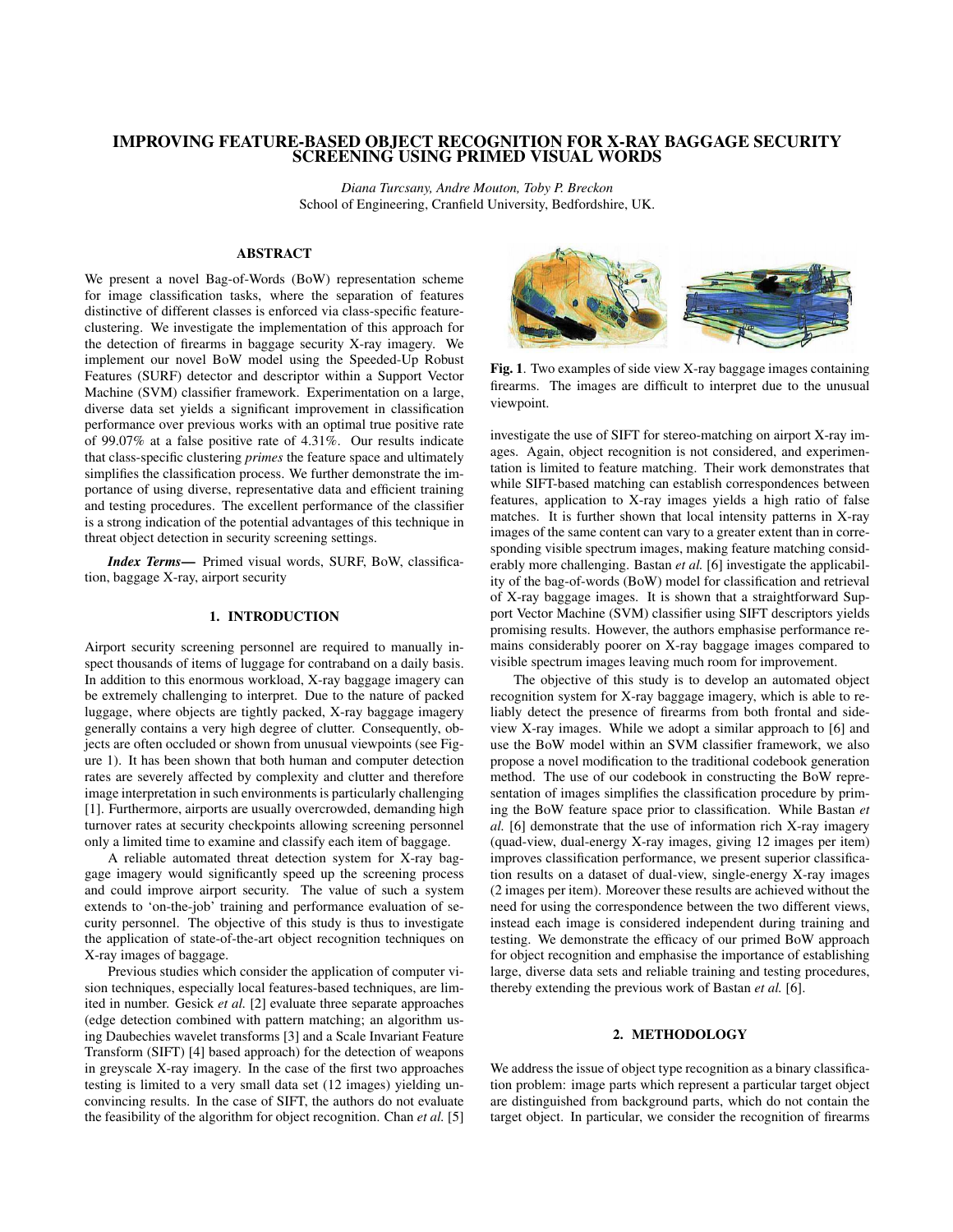# IMPROVING FEATURE-BASED OBJECT RECOGNITION FOR X-RAY BAGGAGE SECURITY SCREENING USING PRIMED VISUAL WORDS

*Diana Turcsany, Andre Mouton, Toby P. Breckon*
School of Engineering, Cranfield University, Bedfordshire, UK.

## ABSTRACT

We present a novel Bag-of-Words (BoW) representation scheme for image classification tasks, where the separation of features distinctive of different classes is enforced via class-specific feature-clustering. We investigate the implementation of this approach for the detection of firearms in baggage security X-ray imagery. We implement our novel BoW model using the Speeded-Up Robust Features (SURF) detector and descriptor within a Support Vector Machine (SVM) classifier framework. Experimentation on a large, diverse data set yields a significant improvement in classification performance over previous works with an optimal true positive rate of 99.07% at a false positive rate of 4.31%. Our results indicate that class-specific clustering *primes* the feature space and ultimately simplifies the classification process. We further demonstrate the importance of using diverse, representative data and efficient training and testing procedures. The excellent performance of the classifier is a strong indication of the potential advantages of this technique in threat object detection in security screening settings.

***Index Terms*—** Primed visual words, SURF, BoW, classification, baggage X-ray, airport security

## 1. INTRODUCTION

Airport security screening personnel are required to manually inspect thousands of items of luggage for contraband on a daily basis. In addition to this enormous workload, X-ray baggage imagery can be extremely challenging to interpret. Due to the nature of packed luggage, where objects are tightly packed, X-ray baggage imagery generally contains a very high degree of clutter. Consequently, objects are often occluded or shown from unusual viewpoints (see Figure 1). It has been shown that both human and computer detection rates are severely affected by complexity and clutter and therefore image interpretation in such environments is particularly challenging [1]. Furthermore, airports are usually overcrowded, demanding high turnover rates at security checkpoints allowing screening personnel only a limited time to examine and classify each item of baggage.

A reliable automated threat detection system for X-ray baggage imagery would significantly speed up the screening process and could improve airport security. The value of such a system extends to 'on-the-job' training and performance evaluation of security personnel. The objective of this study is thus to investigate the application of state-of-the-art object recognition techniques on X-ray images of baggage.

Previous studies which consider the application of computer vision techniques, especially local features-based techniques, are limited in number. Gesick *et al.* [2] evaluate three separate approaches (edge detection combined with pattern matching; an algorithm using Daubechies wavelet transforms [3] and a Scale Invariant Feature Transform (SIFT) [4] based approach) for the detection of weapons in greyscale X-ray imagery. In the case of the first two approaches testing is limited to a very small data set (12 images) yielding unconvincing results. In the case of SIFT, the authors do not evaluate the feasibility of the algorithm for object recognition. Chan *et al.* [5] investigate the use of SIFT for stereo-matching on airport X-ray images. Again, object recognition is not considered, and experimentation is limited to feature matching. Their work demonstrates that while SIFT-based matching can establish correspondences between features, application to X-ray images yields a high ratio of false matches. It is further shown that local intensity patterns in X-ray images of the same content can vary to a greater extent than in corresponding visible spectrum images, making feature matching considerably more challenging. Bastan *et al.* [6] investigate the applicability of the bag-of-words (BoW) model for classification and retrieval of X-ray baggage images. It is shown that a straightforward Support Vector Machine (SVM) classifier using SIFT descriptors yields promising results. However, the authors emphasise performance remains considerably poorer on X-ray baggage images compared to visible spectrum images leaving much room for improvement.

**Fig. 1**. Two examples of side view X-ray baggage images containing firearms. The images are difficult to interpret due to the unusual viewpoint.

The objective of this study is to develop an automated object recognition system for X-ray baggage imagery, which is able to reliably detect the presence of firearms from both frontal and side-view X-ray images. While we adopt a similar approach to [6] and use the BoW model within an SVM classifier framework, we also propose a novel modification to the traditional codebook generation method. The use of our codebook in constructing the BoW representation of images simplifies the classification procedure by priming the BoW feature space prior to classification. While Bastan *et al.* [6] demonstrate that the use of information rich X-ray imagery (quad-view, dual-energy X-ray images, giving 12 images per item) improves classification performance, we present superior classification results on a dataset of dual-view, single-energy X-ray images (2 images per item). Moreover these results are achieved without the need for using the correspondence between the two different views, instead each image is considered independent during training and testing. We demonstrate the efficacy of our primed BoW approach for object recognition and emphasise the importance of establishing large, diverse data sets and reliable training and testing procedures, thereby extending the previous work of Bastan *et al.* [6].

## 2. METHODOLOGY

We address the issue of object type recognition as a binary classification problem: image parts which represent a particular target object are distinguished from background parts, which do not contain the target object. In particular, we consider the recognition of firearms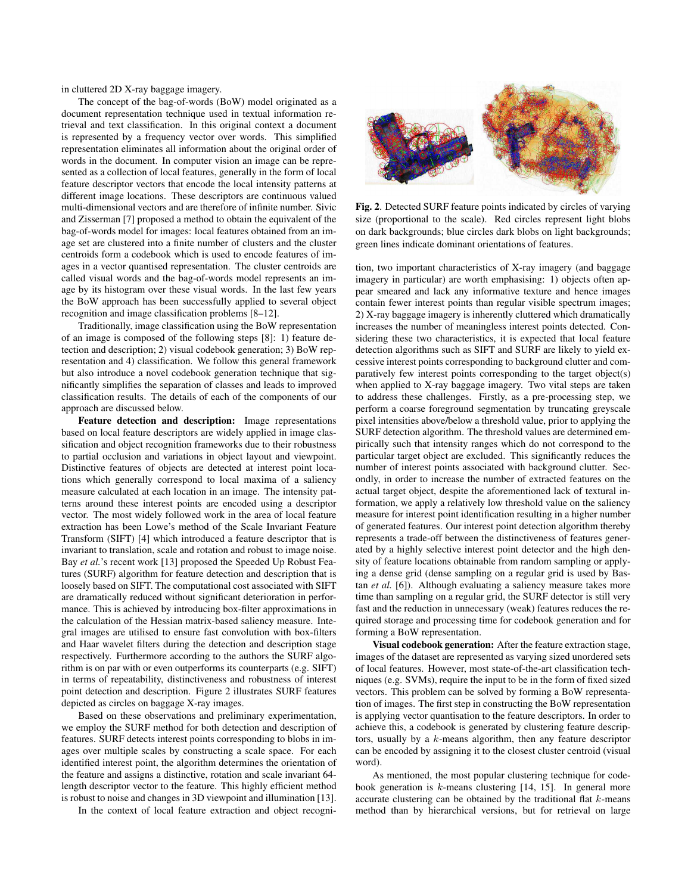in cluttered 2D X-ray baggage imagery.

The concept of the bag-of-words (BoW) model originated as a document representation technique used in textual information retrieval and text classification. In this original context a document is represented by a frequency vector over words. This simplified representation eliminates all information about the original order of words in the document. In computer vision an image can be represented as a collection of local features, generally in the form of local feature descriptor vectors that encode the local intensity patterns at different image locations. These descriptors are continuous valued multi-dimensional vectors and are therefore of infinite number. Sivic and Zisserman [7] proposed a method to obtain the equivalent of the bag-of-words model for images: local features obtained from an image set are clustered into a finite number of clusters and the cluster centroids form a codebook which is used to encode features of images in a vector quantised representation. The cluster centroids are called visual words and the bag-of-words model represents an image by its histogram over these visual words. In the last few years the BoW approach has been successfully applied to several object recognition and image classification problems [8–12].

Traditionally, image classification using the BoW representation of an image is composed of the following steps [8]: 1) feature detection and description; 2) visual codebook generation; 3) BoW representation and 4) classification. We follow this general framework but also introduce a novel codebook generation technique that significantly simplifies the separation of classes and leads to improved classification results. The details of each of the components of our approach are discussed below.

**Feature detection and description:** Image representations based on local feature descriptors are widely applied in image classification and object recognition frameworks due to their robustness to partial occlusion and variations in object layout and viewpoint. Distinctive features of objects are detected at interest point locations which generally correspond to local maxima of a saliency measure calculated at each location in an image. The intensity patterns around these interest points are encoded using a descriptor vector. The most widely followed work in the area of local feature extraction has been Lowe's method of the Scale Invariant Feature Transform (SIFT) [4] which introduced a feature descriptor that is invariant to translation, scale and rotation and robust to image noise. Bay *et al.*'s recent work [13] proposed the Speeded Up Robust Features (SURF) algorithm for feature detection and description that is loosely based on SIFT. The computational cost associated with SIFT are dramatically reduced without significant deterioration in performance. This is achieved by introducing box-filter approximations in the calculation of the Hessian matrix-based saliency measure. Integral images are utilised to ensure fast convolution with box-filters and Haar wavelet filters during the detection and description stage respectively. Furthermore according to the authors the SURF algorithm is on par with or even outperforms its counterparts (e.g. SIFT) in terms of repeatability, distinctiveness and robustness of interest point detection and description. Figure 2 illustrates SURF features depicted as circles on baggage X-ray images.

Based on these observations and preliminary experimentation, we employ the SURF method for both detection and description of features. SURF detects interest points corresponding to blobs in images over multiple scales by constructing a scale space. For each identified interest point, the algorithm determines the orientation of the feature and assigns a distinctive, rotation and scale invariant 64-length descriptor vector to the feature. This highly efficient method is robust to noise and changes in 3D viewpoint and illumination [13].

In the context of local feature extraction and object recognition, two important characteristics of X-ray imagery (and baggage imagery in particular) are worth emphasising: 1) objects often appear smeared and lack any informative texture and hence images contain fewer interest points than regular visible spectrum images; 2) X-ray baggage imagery is inherently cluttered which dramatically increases the number of meaningless interest points detected. Considering these two characteristics, it is expected that local feature detection algorithms such as SIFT and SURF are likely to yield excessive interest points corresponding to background clutter and comparatively few interest points corresponding to the target object(s) when applied to X-ray baggage imagery. Two vital steps are taken to address these challenges. Firstly, as a pre-processing step, we perform a coarse foreground segmentation by truncating greyscale pixel intensities above/below a threshold value, prior to applying the SURF detection algorithm. The threshold values are determined empirically such that intensity ranges which do not correspond to the particular target object are excluded. This significantly reduces the number of interest points associated with background clutter. Secondly, in order to increase the number of extracted features on the actual target object, despite the aforementioned lack of textural information, we apply a relatively low threshold value on the saliency measure for interest point identification resulting in a higher number of generated features. Our interest point detection algorithm thereby represents a trade-off between the distinctiveness of features generated by a highly selective interest point detector and the high density of feature locations obtainable from random sampling or applying a dense grid (dense sampling on a regular grid is used by Bastan *et al.* [6]). Although evaluating a saliency measure takes more time than sampling on a regular grid, the SURF detector is still very fast and the reduction in unnecessary (weak) features reduces the required storage and processing time for codebook generation and for forming a BoW representation.

**Fig. 2**. Detected SURF feature points indicated by circles of varying size (proportional to the scale). Red circles represent light blobs on dark backgrounds; blue circles dark blobs on light backgrounds; green lines indicate dominant orientations of features.

**Visual codebook generation:** After the feature extraction stage, images of the dataset are represented as varying sized unordered sets of local features. However, most state-of-the-art classification techniques (e.g. SVMs), require the input to be in the form of fixed sized vectors. This problem can be solved by forming a BoW representation of images. The first step in constructing the BoW representation is applying vector quantisation to the feature descriptors. In order to achieve this, a codebook is generated by clustering feature descriptors, usually by a $k$-means algorithm, then any feature descriptor can be encoded by assigning it to the closest cluster centroid (visual word).

As mentioned, the most popular clustering technique for codebook generation is $k$-means clustering [14, 15]. In general more accurate clustering can be obtained by the traditional flat $k$-means method than by hierarchical versions, but for retrieval on large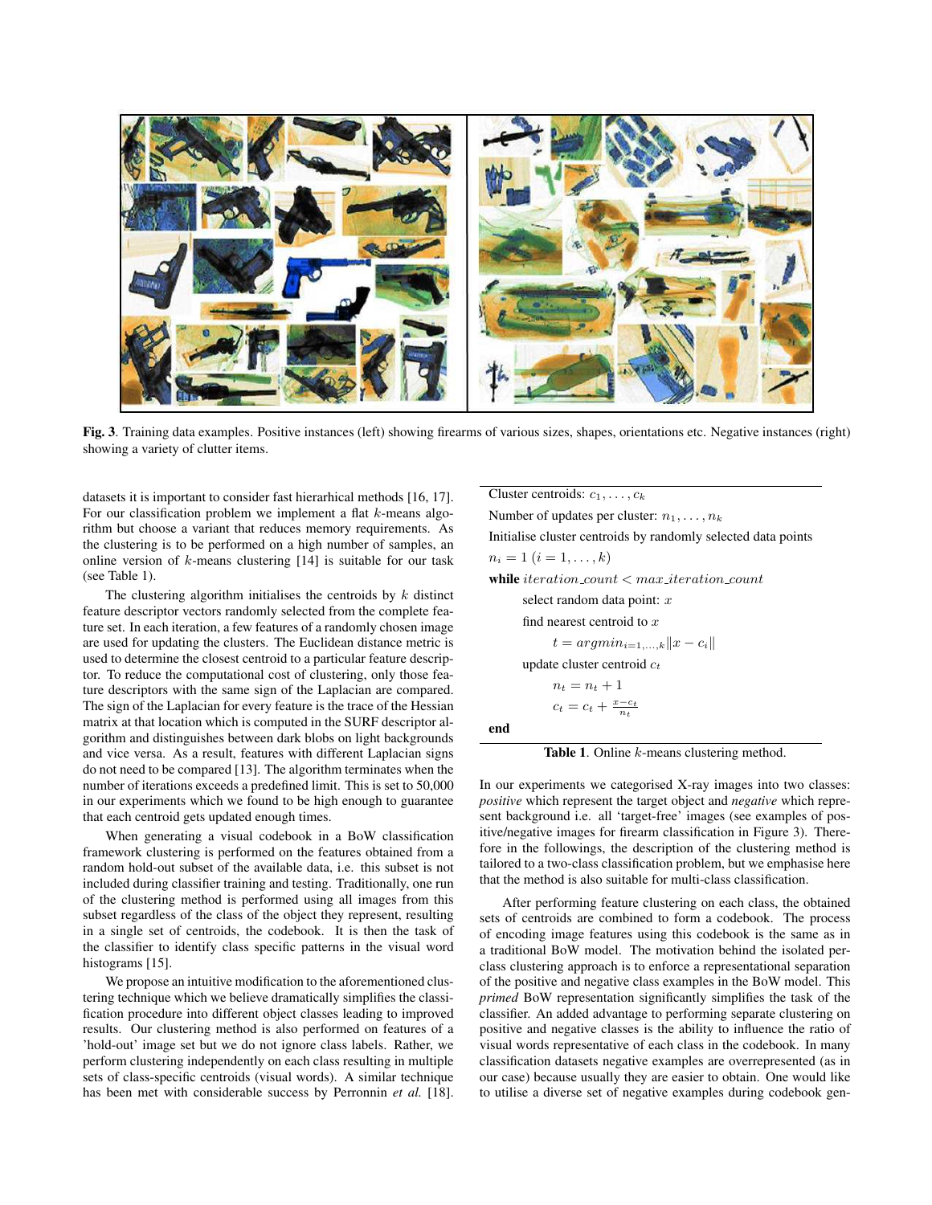**Fig. 3**. Training data examples. Positive instances (left) showing firearms of various sizes, shapes, orientations etc. Negative instances (right) showing a variety of clutter items.

datasets it is important to consider fast hierarchical methods [16, 17]. For our classification problem we implement a flat $k$-means algorithm but choose a variant that reduces memory requirements. As the clustering is to be performed on a high number of samples, an online version of $k$-means clustering [14] is suitable for our task (see Table 1).

The clustering algorithm initialises the centroids by $k$ distinct feature descriptor vectors randomly selected from the complete feature set. In each iteration, a few features of a randomly chosen image are used for updating the clusters. The Euclidean distance metric is used to determine the closest centroid to a particular feature descriptor. To reduce the computational cost of clustering, only those feature descriptors with the same sign of the Laplacian are compared. The sign of the Laplacian for every feature is the trace of the Hessian matrix at that location which is computed in the SURF descriptor algorithm and distinguishes between dark blobs on light backgrounds and vice versa. As a result, features with different Laplacian signs do not need to be compared [13]. The algorithm terminates when the number of iterations exceeds a predefined limit. This is set to 50,000 in our experiments which we found to be high enough to guarantee that each centroid gets updated enough times.

When generating a visual codebook in a BoW classification framework clustering is performed on the features obtained from a random hold-out subset of the available data, i.e. this subset is not included during classifier training and testing. Traditionally, one run of the clustering method is performed using all images from this subset regardless of the class of the object they represent, resulting in a single set of centroids, the codebook. It is then the task of the classifier to identify class specific patterns in the visual word histograms [15].

We propose an intuitive modification to the aforementioned clustering technique which we believe dramatically simplifies the classification procedure into different object classes leading to improved results. Our clustering method is also performed on features of a 'hold-out' image set but we do not ignore class labels. Rather, we perform clustering independently on each class resulting in multiple sets of class-specific centroids (visual words). A similar technique has been met with considerable success by Perronnin *et al.* [18].

Cluster centroids: $c_1, \ldots, c_k$

Number of updates per cluster: $n_1, \ldots, n_k$

Initialise cluster centroids by randomly selected data points

$n_i = 1 \ (i = 1, \ldots, k)$

**while** $iteration\_count < max\_iteration\_count$

select random data point: $x$

find nearest centroid to $x$

$t = argmin_{i=1,\ldots,k} \|x - c_i\|$

update cluster centroid $c_t$

$n_t = n_t + 1$

$c_t = c_t + \frac{x - c_t}{n_t}$

**end**

**Table 1**. Online $k$-means clustering method.

In our experiments we categorised X-ray images into two classes: *positive* which represent the target object and *negative* which represent background i.e. all 'target-free' images (see examples of positive/negative images for firearm classification in Figure 3). Therefore in the followings, the description of the clustering method is tailored to a two-class classification problem, but we emphasise here that the method is also suitable for multi-class classification.

After performing feature clustering on each class, the obtained sets of centroids are combined to form a codebook. The process of encoding image features using this codebook is the same as in a traditional BoW model. The motivation behind the isolated per-class clustering approach is to enforce a representational separation of the positive and negative class examples in the BoW model. This *primed* BoW representation significantly simplifies the task of the classifier. An added advantage to performing separate clustering on positive and negative classes is the ability to influence the ratio of visual words representative of each class in the codebook. In many classification datasets negative examples are overrepresented (as in our case) because usually they are easier to obtain. One would like to utilise a diverse set of negative examples during codebook gen-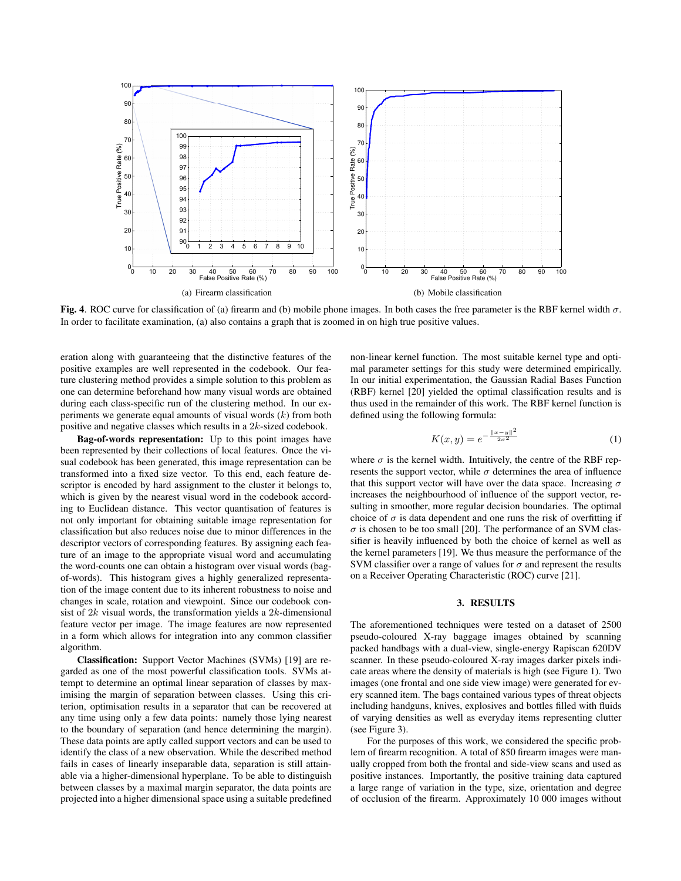100
90
80
70
60
50
40
30
20
10
0
True Positive Rate (%)
0 10 20 30 40 50 60 70 80 90 100
False Positive Rate (%)

100
99
98
97
96
95
94
93
92
91
90
0 1 2 3 4 5 6 7 8 9 10

(a) Firearm classification

100
90
80
70
60
50
40
30
20
10
0
True Positive Rate (%)
0 10 20 30 40 50 60 70 80 90 100
False Positive Rate (%)

(b) Mobile classification

**Fig. 4**. ROC curve for classification of (a) firearm and (b) mobile phone images. In both cases the free parameter is the RBF kernel width $\sigma$. In order to facilitate examination, (a) also contains a graph that is zoomed in on high true positive values.

eration along with guaranteeing that the distinctive features of the positive examples are well represented in the codebook. Our feature clustering method provides a simple solution to this problem as one can determine beforehand how many visual words are obtained during each class-specific run of the clustering method. In our experiments we generate equal amounts of visual words ($k$) from both positive and negative classes which results in a $2k$-sized codebook.

**Bag-of-words representation:** Up to this point images have been represented by their collections of local features. Once the visual codebook has been generated, this image representation can be transformed into a fixed size vector. To this end, each feature descriptor is encoded by hard assignment to the cluster it belongs to, which is given by the nearest visual word in the codebook according to Euclidean distance. This vector quantisation of features is not only important for obtaining suitable image representation for classification but also reduces noise due to minor differences in the descriptor vectors of corresponding features. By assigning each feature of an image to the appropriate visual word and accumulating the word-counts one can obtain a histogram over visual words (bag-of-words). This histogram gives a highly generalized representation of the image content due to its inherent robustness to noise and changes in scale, rotation and viewpoint. Since our codebook consist of $2k$ visual words, the transformation yields a $2k$-dimensional feature vector per image. The image features are now represented in a form which allows for integration into any common classifier algorithm.

**Classification:** Support Vector Machines (SVMs) [19] are regarded as one of the most powerful classification tools. SVMs attempt to determine an optimal linear separation of classes by maximising the margin of separation between classes. Using this criterion, optimisation results in a separator that can be recovered at any time using only a few data points: namely those lying nearest to the boundary of separation (and hence determining the margin). These data points are aptly called support vectors and can be used to identify the class of a new observation. While the described method fails in cases of linearly inseparable data, separation is still attainable via a higher-dimensional hyperplane. To be able to distinguish between classes by a maximal margin separator, the data points are projected into a higher dimensional space using a suitable predefined non-linear kernel function. The most suitable kernel type and optimal parameter settings for this study were determined empirically. In our initial experimentation, the Gaussian Radial Bases Function (RBF) kernel [20] yielded the optimal classification results and is thus used in the remainder of this work. The RBF kernel function is defined using the following formula:

$$K(x, y) = e^{-\frac{\|x-y\|^2}{2\sigma^2}} \quad (1)$$

where $\sigma$ is the kernel width. Intuitively, the centre of the RBF represents the support vector, while $\sigma$ determines the area of influence that this support vector will have over the data space. Increasing $\sigma$ increases the neighbourhood of influence of the support vector, resulting in smoother, more regular decision boundaries. The optimal choice of $\sigma$ is data dependent and one runs the risk of overfitting if $\sigma$ is chosen to be too small [20]. The performance of an SVM classifier is heavily influenced by both the choice of kernel as well as the kernel parameters [19]. We thus measure the performance of the SVM classifier over a range of values for $\sigma$ and represent the results on a Receiver Operating Characteristic (ROC) curve [21].

## 3. RESULTS

The aforementioned techniques were tested on a dataset of 2500 pseudo-coloured X-ray baggage images obtained by scanning packed handbags with a dual-view, single-energy Rapiscan 620DV scanner. In these pseudo-coloured X-ray images darker pixels indicate areas where the density of materials is high (see Figure 1). Two images (one frontal and one side view image) were generated for every scanned item. The bags contained various types of threat objects including handguns, knives, explosives and bottles filled with fluids of varying densities as well as everyday items representing clutter (see Figure 3).

For the purposes of this work, we considered the specific problem of firearm recognition. A total of 850 firearm images were manually cropped from both the frontal and side-view scans and used as positive instances. Importantly, the positive training data captured a large range of variation in the type, size, orientation and degree of occlusion of the firearm. Approximately 10 000 images without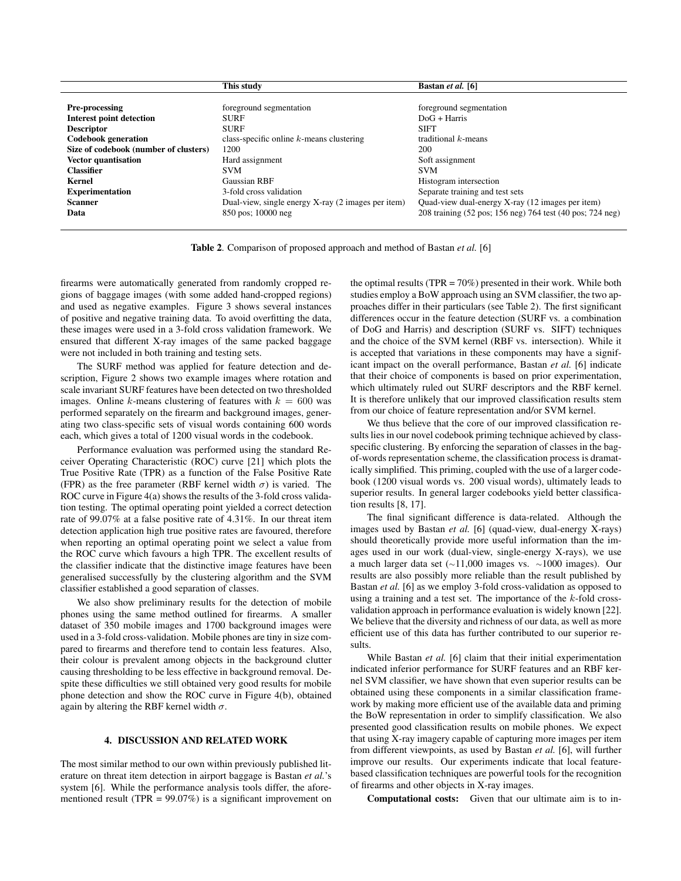| | This study | Bastan *et al.* [6] |
|---|---|---|
| **Pre-processing** | foreground segmentation | foreground segmentation |
| **Interest point detection** | SURF | DoG + Harris |
| **Descriptor** | SURF | SIFT |
| **Codebook generation** | class-specific online $k$-means clustering | traditional $k$-means |
| **Size of codebook (number of clusters)** | 1200 | 200 |
| **Vector quantisation** | Hard assignment | Soft assignment |
| **Classifier** | SVM | SVM |
| **Kernel** | Gaussian RBF | Histogram intersection |
| **Experimentation** | 3-fold cross validation | Separate training and test sets |
| **Scanner** | Dual-view, single energy X-ray (2 images per item) | Quad-view dual-energy X-ray (12 images per item) |
| **Data** | 850 pos; 10000 neg | 208 training (52 pos; 156 neg) 764 test (40 pos; 724 neg) |

**Table 2**. Comparison of proposed approach and method of Bastan *et al.* [6]

firearms were automatically generated from randomly cropped regions of baggage images (with some added hand-cropped regions) and used as negative examples. Figure 3 shows several instances of positive and negative training data. To avoid overfitting the data, these images were used in a 3-fold cross validation framework. We ensured that different X-ray images of the same packed baggage were not included in both training and testing sets.

The SURF method was applied for feature detection and description, Figure 2 shows two example images where rotation and scale invariant SURF features have been detected on two thresholded images. Online $k$-means clustering of features with $k = 600$ was performed separately on the firearm and background images, generating two class-specific sets of visual words containing 600 words each, which gives a total of 1200 visual words in the codebook.

Performance evaluation was performed using the standard Receiver Operating Characteristic (ROC) curve [21] which plots the True Positive Rate (TPR) as a function of the False Positive Rate (FPR) as the free parameter (RBF kernel width $\sigma$) is varied. The ROC curve in Figure 4(a) shows the results of the 3-fold cross validation testing. The optimal operating point yielded a correct detection rate of 99.07% at a false positive rate of 4.31%. In our threat item detection application high true positive rates are favoured, therefore when reporting an optimal operating point we select a value from the ROC curve which favours a high TPR. The excellent results of the classifier indicate that the distinctive image features have been generalised successfully by the clustering algorithm and the SVM classifier established a good separation of classes.

We also show preliminary results for the detection of mobile phones using the same method outlined for firearms. A smaller dataset of 350 mobile images and 1700 background images were used in a 3-fold cross-validation. Mobile phones are tiny in size compared to firearms and therefore tend to contain less features. Also, their colour is prevalent among objects in the background clutter causing thresholding to be less effective in background removal. Despite these difficulties we still obtained very good results for mobile phone detection and show the ROC curve in Figure 4(b), obtained again by altering the RBF kernel width $\sigma$.

## 4. DISCUSSION AND RELATED WORK

The most similar method to our own within previously published literature on threat item detection in airport baggage is Bastan *et al.*'s system [6]. While the performance analysis tools differ, the aforementioned result (TPR = 99.07%) is a significant improvement on the optimal results (TPR = 70%) presented in their work. While both studies employ a BoW approach using an SVM classifier, the two approaches differ in their particulars (see Table 2). The first significant differences occur in the feature detection (SURF vs. a combination of DoG and Harris) and description (SURF vs. SIFT) techniques and the choice of the SVM kernel (RBF vs. intersection). While it is accepted that variations in these components may have a significant impact on the overall performance, Bastan *et al.* [6] indicate that their choice of components is based on prior experimentation, which ultimately ruled out SURF descriptors and the RBF kernel. It is therefore unlikely that our improved classification results stem from our choice of feature representation and/or SVM kernel.

We thus believe that the core of our improved classification results lies in our novel codebook priming technique achieved by class-specific clustering. By enforcing the separation of classes in the bag-of-words representation scheme, the classification process is dramatically simplified. This priming, coupled with the use of a larger codebook (1200 visual words vs. 200 visual words), ultimately leads to superior results. In general larger codebooks yield better classification results [8, 17].

The final significant difference is data-related. Although the images used by Bastan *et al.* [6] (quad-view, dual-energy X-rays) should theoretically provide more useful information than the images used in our work (dual-view, single-energy X-rays), we use a much larger data set ($\sim$11,000 images vs. $\sim$1000 images). Our results are also possibly more reliable than the result published by Bastan *et al.* [6] as we employ 3-fold cross-validation as opposed to using a training and a test set. The importance of the $k$-fold cross-validation approach in performance evaluation is widely known [22]. We believe that the diversity and richness of our data, as well as more efficient use of this data has further contributed to our superior results.

While Bastan *et al.* [6] claim that their initial experimentation indicated inferior performance for SURF features and an RBF kernel SVM classifier, we have shown that even superior results can be obtained using these components in a similar classification framework by making more efficient use of the available data and priming the BoW representation in order to simplify classification. We also presented good classification results on mobile phones. We expect that using X-ray imagery capable of capturing more images per item from different viewpoints, as used by Bastan *et al.* [6], will further improve our results. Our experiments indicate that local feature-based classification techniques are powerful tools for the recognition of firearms and other objects in X-ray images.

**Computational costs:** Given that our ultimate aim is to in-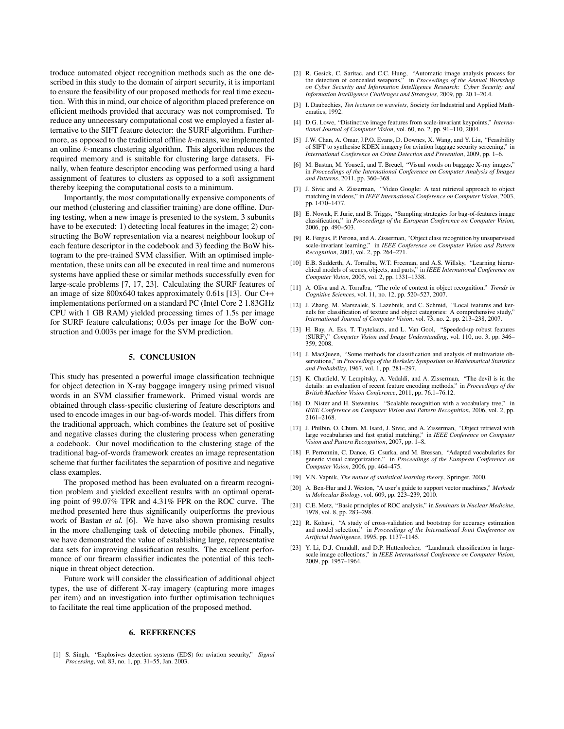troduce automated object recognition methods such as the one described in this study to the domain of airport security, it is important to ensure the feasibility of our proposed methods for real time execution. With this in mind, our choice of algorithm placed preference on efficient methods provided that accuracy was not compromised. To reduce any unnecessary computational cost we employed a faster alternative to the SIFT feature detector: the SURF algorithm. Furthermore, as opposed to the traditional offline $k$-means, we implemented an online $k$-means clustering algorithm. This algorithm reduces the required memory and is suitable for clustering large datasets. Finally, when feature descriptor encoding was performed using a hard assignment of features to clusters as opposed to a soft assignment thereby keeping the computational costs to a minimum.

Importantly, the most computationally expensive components of our method (clustering and classifier training) are done offline. During testing, when a new image is presented to the system, 3 subunits have to be executed: 1) detecting local features in the image; 2) constructing the BoW representation via a nearest neighbour lookup of each feature descriptor in the codebook and 3) feeding the BoW histogram to the pre-trained SVM classifier. With an optimised implementation, these units can all be executed in real time and numerous systems have applied these or similar methods successfully even for large-scale problems [7, 17, 23]. Calculating the SURF features of an image of size 800x640 takes approximately 0.61s [13]. Our C++ implementations performed on a standard PC (Intel Core 2 1.83GHz CPU with 1 GB RAM) yielded processing times of 1.5s per image for SURF feature calculations; 0.03s per image for the BoW construction and 0.003s per image for the SVM prediction.

## 5. CONCLUSION

This study has presented a powerful image classification technique for object detection in X-ray baggage imagery using primed visual words in an SVM classifier framework. Primed visual words are obtained through class-specific clustering of feature descriptors and used to encode images in our bag-of-words model. This differs from the traditional approach, which combines the feature set of positive and negative classes during the clustering process when generating a codebook. Our novel modification to the clustering stage of the traditional bag-of-words framework creates an image representation scheme that further facilitates the separation of positive and negative class examples.

The proposed method has been evaluated on a firearm recognition problem and yielded excellent results with an optimal operating point of 99.07% TPR and 4.31% FPR on the ROC curve. The method presented here thus significantly outperforms the previous work of Bastan *et al.* [6]. We have also shown promising results in the more challenging task of detecting mobile phones. Finally, we have demonstrated the value of establishing large, representative data sets for improving classification results. The excellent performance of our firearm classifier indicates the potential of this technique in threat object detection.

Future work will consider the classification of additional object types, the use of different X-ray imagery (capturing more images per item) and an investigation into further optimisation techniques to facilitate the real time application of the proposed method.

## 6. REFERENCES

[1] S. Singh, "Explosives detection systems (EDS) for aviation security," *Signal Processing*, vol. 83, no. 1, pp. 31–55, Jan. 2003.

[2] R. Gesick, C. Saritac, and C.C. Hung, "Automatic image analysis process for the detection of concealed weapons," in *Proceedings of the Annual Workshop on Cyber Security and Information Intelligence Research: Cyber Security and Information Intelligence Challenges and Strategies*, 2009, pp. 20.1–20.4.

[3] I. Daubechies, *Ten lectures on wavelets*, Society for Industrial and Applied Mathematics, 1992.

[4] D.G. Lowe, "Distinctive image features from scale-invariant keypoints," *International Journal of Computer Vision*, vol. 60, no. 2, pp. 91–110, 2004.

[5] J.W. Chan, A. Omar, J.P.O. Evans, D. Downes, X. Wang, and Y. Liu, "Feasibility of SIFT to synthesise KDEX imagery for aviation luggage security screening," in *International Conference on Crime Detection and Prevention*, 2009, pp. 1–6.

[6] M. Bastan, M. Yousefi, and T. Breuel, "Visual words on baggage X-ray images," in *Proceedings of the International Conference on Computer Analysis of Images and Patterns*, 2011, pp. 360–368.

[7] J. Sivic and A. Zisserman, "Video Google: A text retrieval approach to object matching in videos," in *IEEE International Conference on Computer Vision*, 2003, pp. 1470–1477.

[8] E. Nowak, F. Jurie, and B. Triggs, "Sampling strategies for bag-of-features image classification," in *Proceedings of the European Conference on Computer Vision*, 2006, pp. 490–503.

[9] R. Fergus, P. Perona, and A. Zisserman, "Object class recognition by unsupervised scale-invariant learning," in *IEEE Conference on Computer Vision and Pattern Recognition*, 2003, vol. 2, pp. 264–271.

[10] E.B. Sudderth, A. Torralba, W.T. Freeman, and A.S. Willsky, "Learning hierarchical models of scenes, objects, and parts," in *IEEE International Conference on Computer Vision*, 2005, vol. 2, pp. 1331–1338.

[11] A. Oliva and A. Torralba, "The role of context in object recognition," *Trends in Cognitive Sciences*, vol. 11, no. 12, pp. 520–527, 2007.

[12] J. Zhang, M. Marszalek, S. Lazebnik, and C. Schmid, "Local features and kernels for classification of texture and object categories: A comprehensive study," *International Journal of Computer Vision*, vol. 73, no. 2, pp. 213–238, 2007.

[13] H. Bay, A. Ess, T. Tuytelaars, and L. Van Gool, "Speeded-up robust features (SURF)," *Computer Vision and Image Understanding*, vol. 110, no. 3, pp. 346–359, 2008.

[14] J. MacQueen, "Some methods for classification and analysis of multivariate observations," in *Proceedings of the Berkeley Symposium on Mathematical Statistics and Probability*, 1967, vol. 1, pp. 281–297.

[15] K. Chatfield, V. Lempitsky, A. Vedaldi, and A. Zisserman, "The devil is in the details: an evaluation of recent feature encoding methods," in *Proceedings of the British Machine Vision Conference*, 2011, pp. 76.1–76.12.

[16] D. Nister and H. Stewenius, "Scalable recognition with a vocabulary tree," in *IEEE Conference on Computer Vision and Pattern Recognition*, 2006, vol. 2, pp. 2161–2168.

[17] J. Philbin, O. Chum, M. Isard, J. Sivic, and A. Zisserman, "Object retrieval with large vocabularies and fast spatial matching," in *IEEE Conference on Computer Vision and Pattern Recognition*, 2007, pp. 1–8.

[18] F. Perronnin, C. Dance, G. Csurka, and M. Bressan, "Adapted vocabularies for generic visual categorization," in *Proceedings of the European Conference on Computer Vision*, 2006, pp. 464–475.

[19] V.N. Vapnik, *The nature of statistical learning theory*, Springer, 2000.

[20] A. Ben-Hur and J. Weston, "A user's guide to support vector machines," *Methods in Molecular Biology*, vol. 609, pp. 223–239, 2010.

[21] C.E. Metz, "Basic principles of ROC analysis," in *Seminars in Nuclear Medicine*, 1978, vol. 8, pp. 283–298.

[22] R. Kohavi, "A study of cross-validation and bootstrap for accuracy estimation and model selection," in *Proceedings of the International Joint Conference on Artificial Intelligence*, 1995, pp. 1137–1145.

[23] Y. Li, D.J. Crandall, and D.P. Huttenlocher, "Landmark classification in large-scale image collections," in *IEEE International Conference on Computer Vision*, 2009, pp. 1957–1964.